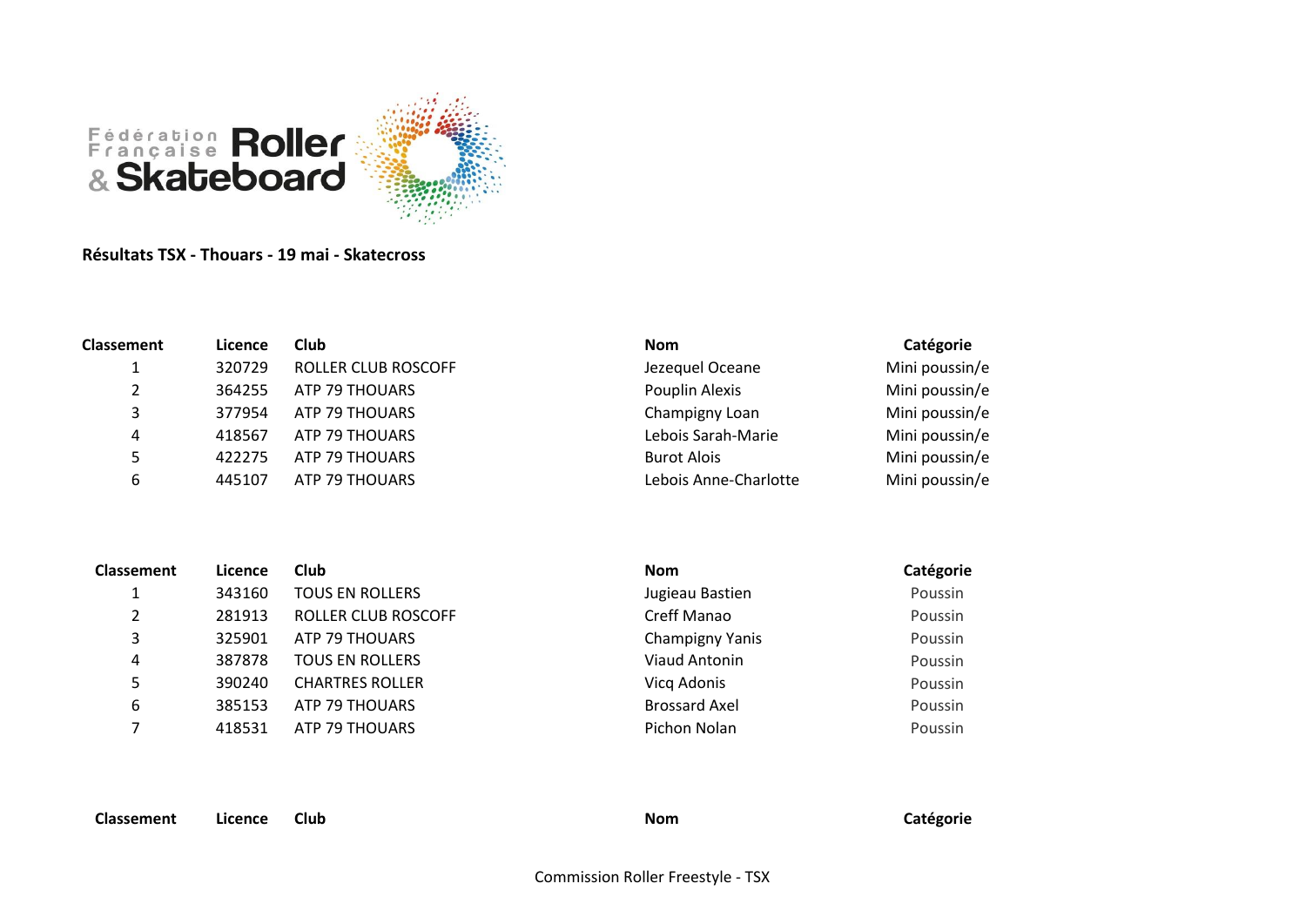Fédération Française Roller & Skateboard

**Résultats TSX - Thouars - 19 mai - Skatecross**

| Classement | Licence | Club | Nom | Catégorie |
|---|---|---|---|---|
| 1 | 320729 | ROLLER CLUB ROSCOFF | Jezequel Oceane | Mini poussin/e |
| 2 | 364255 | ATP 79 THOUARS | Pouplin Alexis | Mini poussin/e |
| 3 | 377954 | ATP 79 THOUARS | Champigny Loan | Mini poussin/e |
| 4 | 418567 | ATP 79 THOUARS | Lebois Sarah-Marie | Mini poussin/e |
| 5 | 422275 | ATP 79 THOUARS | Burot Alois | Mini poussin/e |
| 6 | 445107 | ATP 79 THOUARS | Lebois Anne-Charlotte | Mini poussin/e |

| Classement | Licence | Club | Nom | Catégorie |
|---|---|---|---|---|
| 1 | 343160 | TOUS EN ROLLERS | Jugieau Bastien | Poussin |
| 2 | 281913 | ROLLER CLUB ROSCOFF | Creff Manao | Poussin |
| 3 | 325901 | ATP 79 THOUARS | Champigny Yanis | Poussin |
| 4 | 387878 | TOUS EN ROLLERS | Viaud Antonin | Poussin |
| 5 | 390240 | CHARTRES ROLLER | Vicq Adonis | Poussin |
| 6 | 385153 | ATP 79 THOUARS | Brossard Axel | Poussin |
| 7 | 418531 | ATP 79 THOUARS | Pichon Nolan | Poussin |

| Classement | Licence | Club | Nom | Catégorie |
|---|---|---|---|---|

Commission Roller Freestyle - TSX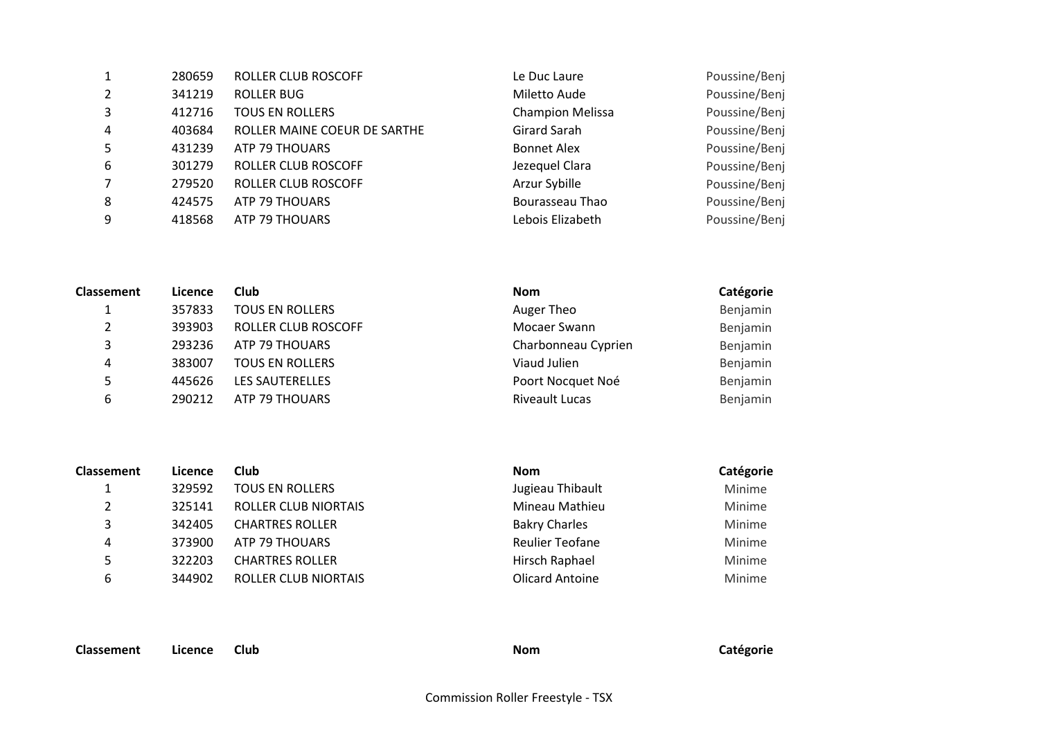| | | | | |
|---|---|---|---|---|
| 1 | 280659 | ROLLER CLUB ROSCOFF | Le Duc Laure | Poussine/Benj |
| 2 | 341219 | ROLLER BUG | Miletto Aude | Poussine/Benj |
| 3 | 412716 | TOUS EN ROLLERS | Champion Melissa | Poussine/Benj |
| 4 | 403684 | ROLLER MAINE COEUR DE SARTHE | Girard Sarah | Poussine/Benj |
| 5 | 431239 | ATP 79 THOUARS | Bonnet Alex | Poussine/Benj |
| 6 | 301279 | ROLLER CLUB ROSCOFF | Jezequel Clara | Poussine/Benj |
| 7 | 279520 | ROLLER CLUB ROSCOFF | Arzur Sybille | Poussine/Benj |
| 8 | 424575 | ATP 79 THOUARS | Bourasseau Thao | Poussine/Benj |
| 9 | 418568 | ATP 79 THOUARS | Lebois Elizabeth | Poussine/Benj |

| Classement | Licence | Club | Nom | Catégorie |
|---|---|---|---|---|
| 1 | 357833 | TOUS EN ROLLERS | Auger Theo | Benjamin |
| 2 | 393903 | ROLLER CLUB ROSCOFF | Mocaer Swann | Benjamin |
| 3 | 293236 | ATP 79 THOUARS | Charbonneau Cyprien | Benjamin |
| 4 | 383007 | TOUS EN ROLLERS | Viaud Julien | Benjamin |
| 5 | 445626 | LES SAUTERELLES | Poort Nocquet Noé | Benjamin |
| 6 | 290212 | ATP 79 THOUARS | Riveault Lucas | Benjamin |

| Classement | Licence | Club | Nom | Catégorie |
|---|---|---|---|---|
| 1 | 329592 | TOUS EN ROLLERS | Jugieau Thibault | Minime |
| 2 | 325141 | ROLLER CLUB NIORTAIS | Mineau Mathieu | Minime |
| 3 | 342405 | CHARTRES ROLLER | Bakry Charles | Minime |
| 4 | 373900 | ATP 79 THOUARS | Reulier Teofane | Minime |
| 5 | 322203 | CHARTRES ROLLER | Hirsch Raphael | Minime |
| 6 | 344902 | ROLLER CLUB NIORTAIS | Olicard Antoine | Minime |

| Classement | Licence | Club | Nom | Catégorie |
|---|---|---|---|---|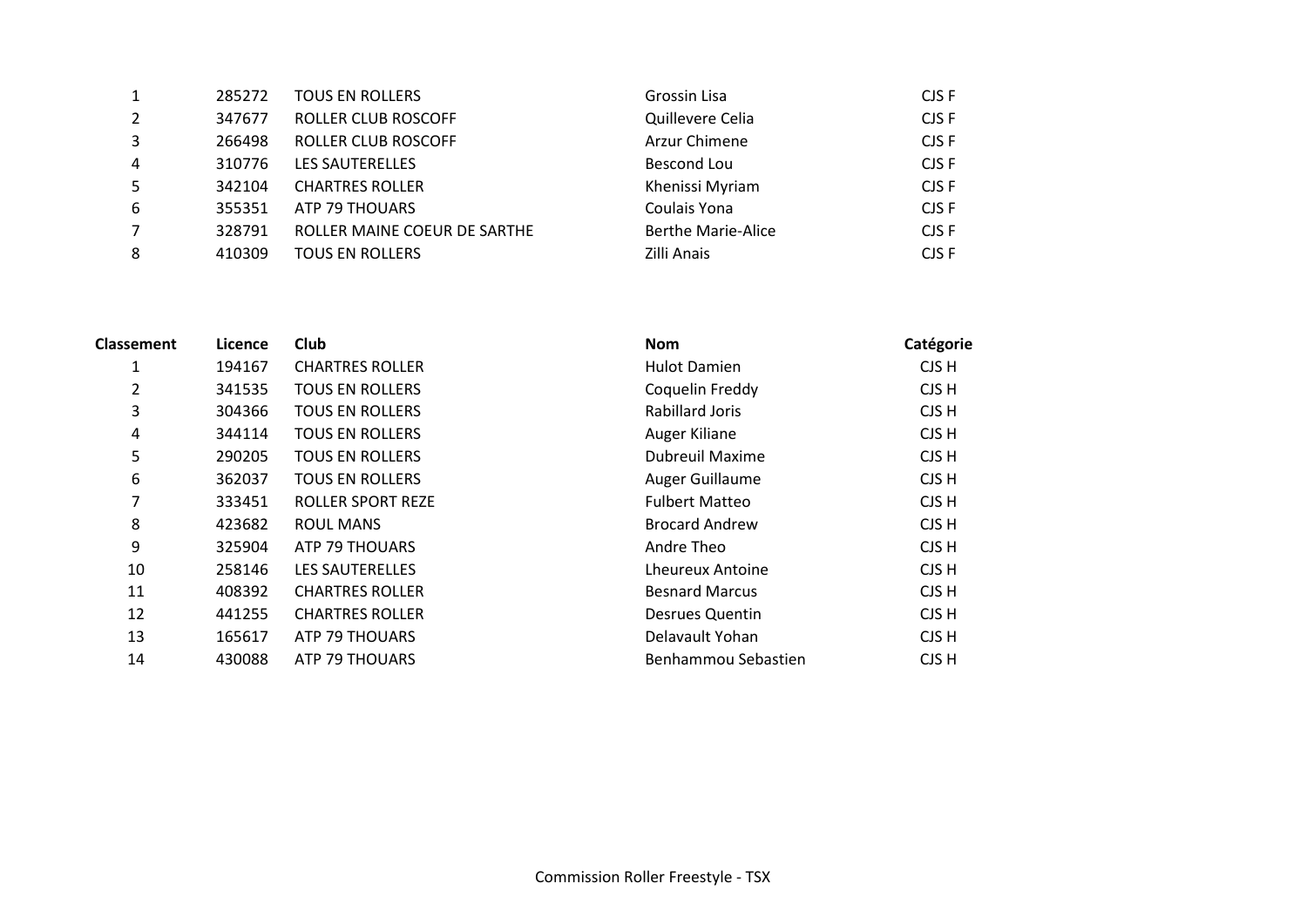| Classement | Licence | Club | Nom | Catégorie |
|---|---|---|---|---|
| 1 | 285272 | TOUS EN ROLLERS | Grossin Lisa | CJS F |
| 2 | 347677 | ROLLER CLUB ROSCOFF | Quillevere Celia | CJS F |
| 3 | 266498 | ROLLER CLUB ROSCOFF | Arzur Chimene | CJS F |
| 4 | 310776 | LES SAUTERELLES | Bescond Lou | CJS F |
| 5 | 342104 | CHARTRES ROLLER | Khenissi Myriam | CJS F |
| 6 | 355351 | ATP 79 THOUARS | Coulais Yona | CJS F |
| 7 | 328791 | ROLLER MAINE COEUR DE SARTHE | Berthe Marie-Alice | CJS F |
| 8 | 410309 | TOUS EN ROLLERS | Zilli Anais | CJS F |

| Classement | Licence | Club | Nom | Catégorie |
|---|---|---|---|---|
| 1 | 194167 | CHARTRES ROLLER | Hulot Damien | CJS H |
| 2 | 341535 | TOUS EN ROLLERS | Coquelin Freddy | CJS H |
| 3 | 304366 | TOUS EN ROLLERS | Rabillard Joris | CJS H |
| 4 | 344114 | TOUS EN ROLLERS | Auger Kiliane | CJS H |
| 5 | 290205 | TOUS EN ROLLERS | Dubreuil Maxime | CJS H |
| 6 | 362037 | TOUS EN ROLLERS | Auger Guillaume | CJS H |
| 7 | 333451 | ROLLER SPORT REZE | Fulbert Matteo | CJS H |
| 8 | 423682 | ROUL MANS | Brocard Andrew | CJS H |
| 9 | 325904 | ATP 79 THOUARS | Andre Theo | CJS H |
| 10 | 258146 | LES SAUTERELLES | Lheureux Antoine | CJS H |
| 11 | 408392 | CHARTRES ROLLER | Besnard Marcus | CJS H |
| 12 | 441255 | CHARTRES ROLLER | Desrues Quentin | CJS H |
| 13 | 165617 | ATP 79 THOUARS | Delavault Yohan | CJS H |
| 14 | 430088 | ATP 79 THOUARS | Benhammou Sebastien | CJS H |

Commission Roller Freestyle - TSX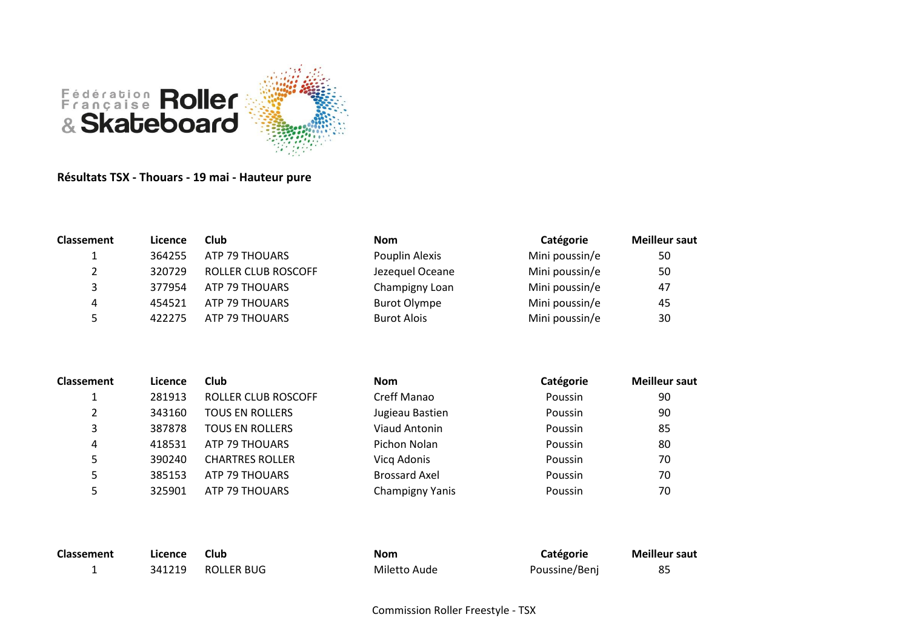**Résultats TSX - Thouars - 19 mai - Hauteur pure**

| Classement | Licence | Club | Nom | Catégorie | Meilleur saut |
|---|---|---|---|---|---|
| 1 | 364255 | ATP 79 THOUARS | Pouplin Alexis | Mini poussin/e | 50 |
| 2 | 320729 | ROLLER CLUB ROSCOFF | Jezequel Oceane | Mini poussin/e | 50 |
| 3 | 377954 | ATP 79 THOUARS | Champigny Loan | Mini poussin/e | 47 |
| 4 | 454521 | ATP 79 THOUARS | Burot Olympe | Mini poussin/e | 45 |
| 5 | 422275 | ATP 79 THOUARS | Burot Alois | Mini poussin/e | 30 |

| Classement | Licence | Club | Nom | Catégorie | Meilleur saut |
|---|---|---|---|---|---|
| 1 | 281913 | ROLLER CLUB ROSCOFF | Creff Manao | Poussin | 90 |
| 2 | 343160 | TOUS EN ROLLERS | Jugieau Bastien | Poussin | 90 |
| 3 | 387878 | TOUS EN ROLLERS | Viaud Antonin | Poussin | 85 |
| 4 | 418531 | ATP 79 THOUARS | Pichon Nolan | Poussin | 80 |
| 5 | 390240 | CHARTRES ROLLER | Vicq Adonis | Poussin | 70 |
| 5 | 385153 | ATP 79 THOUARS | Brossard Axel | Poussin | 70 |
| 5 | 325901 | ATP 79 THOUARS | Champigny Yanis | Poussin | 70 |

| Classement | Licence | Club | Nom | Catégorie | Meilleur saut |
|---|---|---|---|---|---|
| 1 | 341219 | ROLLER BUG | Miletto Aude | Poussine/Benj | 85 |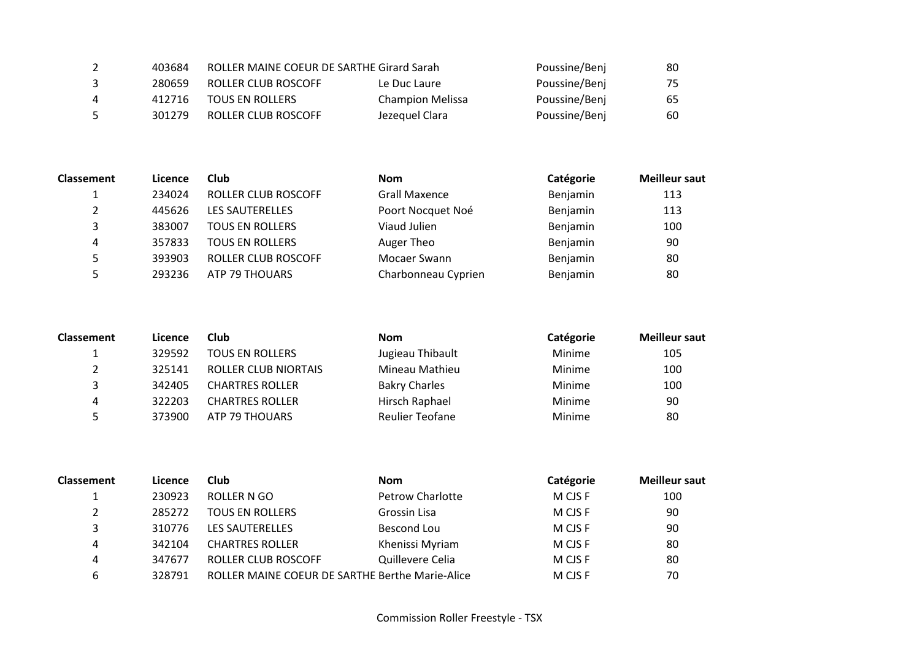| | | | | | |
|---|---|---|---|---|---|
| 2 | 403684 | ROLLER MAINE COEUR DE SARTHE | Girard Sarah | Poussine/Benj | 80 |
| 3 | 280659 | ROLLER CLUB ROSCOFF | Le Duc Laure | Poussine/Benj | 75 |
| 4 | 412716 | TOUS EN ROLLERS | Champion Melissa | Poussine/Benj | 65 |
| 5 | 301279 | ROLLER CLUB ROSCOFF | Jezequel Clara | Poussine/Benj | 60 |

| Classement | Licence | Club | Nom | Catégorie | Meilleur saut |
|---|---|---|---|---|---|
| 1 | 234024 | ROLLER CLUB ROSCOFF | Grall Maxence | Benjamin | 113 |
| 2 | 445626 | LES SAUTERELLES | Poort Nocquet Noé | Benjamin | 113 |
| 3 | 383007 | TOUS EN ROLLERS | Viaud Julien | Benjamin | 100 |
| 4 | 357833 | TOUS EN ROLLERS | Auger Theo | Benjamin | 90 |
| 5 | 393903 | ROLLER CLUB ROSCOFF | Mocaer Swann | Benjamin | 80 |
| 5 | 293236 | ATP 79 THOUARS | Charbonneau Cyprien | Benjamin | 80 |

| Classement | Licence | Club | Nom | Catégorie | Meilleur saut |
|---|---|---|---|---|---|
| 1 | 329592 | TOUS EN ROLLERS | Jugieau Thibault | Minime | 105 |
| 2 | 325141 | ROLLER CLUB NIORTAIS | Mineau Mathieu | Minime | 100 |
| 3 | 342405 | CHARTRES ROLLER | Bakry Charles | Minime | 100 |
| 4 | 322203 | CHARTRES ROLLER | Hirsch Raphael | Minime | 90 |
| 5 | 373900 | ATP 79 THOUARS | Reulier Teofane | Minime | 80 |

| Classement | Licence | Club | Nom | Catégorie | Meilleur saut |
|---|---|---|---|---|---|
| 1 | 230923 | ROLLER N GO | Petrow Charlotte | M CJS F | 100 |
| 2 | 285272 | TOUS EN ROLLERS | Grossin Lisa | M CJS F | 90 |
| 3 | 310776 | LES SAUTERELLES | Bescond Lou | M CJS F | 90 |
| 4 | 342104 | CHARTRES ROLLER | Khenissi Myriam | M CJS F | 80 |
| 4 | 347677 | ROLLER CLUB ROSCOFF | Quillevere Celia | M CJS F | 80 |
| 6 | 328791 | ROLLER MAINE COEUR DE SARTHE | Berthe Marie-Alice | M CJS F | 70 |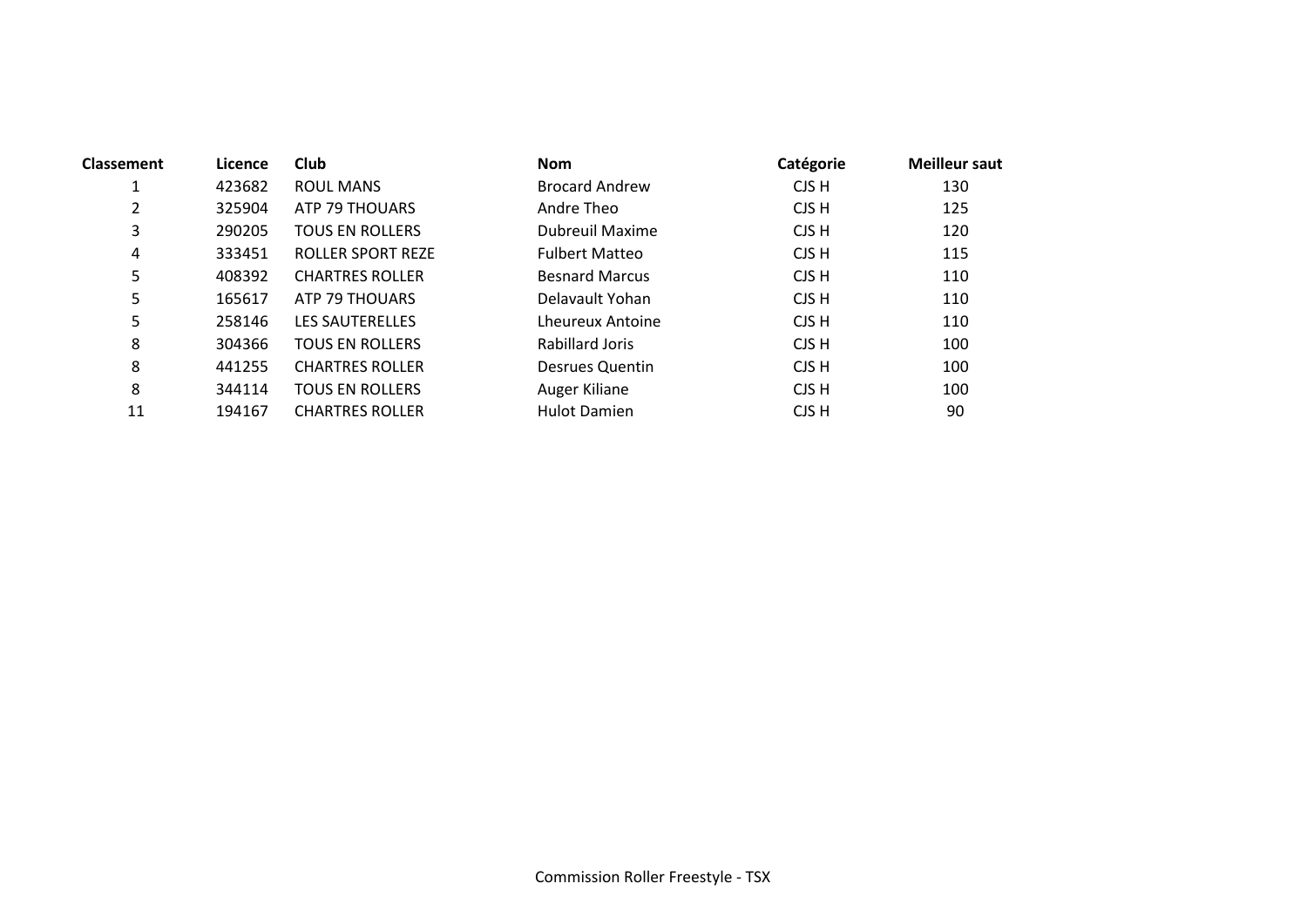| Classement | Licence | Club | Nom | Catégorie | Meilleur saut |
|---|---|---|---|---|---|
| 1 | 423682 | ROUL MANS | Brocard Andrew | CJS H | 130 |
| 2 | 325904 | ATP 79 THOUARS | Andre Theo | CJS H | 125 |
| 3 | 290205 | TOUS EN ROLLERS | Dubreuil Maxime | CJS H | 120 |
| 4 | 333451 | ROLLER SPORT REZE | Fulbert Matteo | CJS H | 115 |
| 5 | 408392 | CHARTRES ROLLER | Besnard Marcus | CJS H | 110 |
| 5 | 165617 | ATP 79 THOUARS | Delavault Yohan | CJS H | 110 |
| 5 | 258146 | LES SAUTERELLES | Lheureux Antoine | CJS H | 110 |
| 8 | 304366 | TOUS EN ROLLERS | Rabillard Joris | CJS H | 100 |
| 8 | 441255 | CHARTRES ROLLER | Desrues Quentin | CJS H | 100 |
| 8 | 344114 | TOUS EN ROLLERS | Auger Kiliane | CJS H | 100 |
| 11 | 194167 | CHARTRES ROLLER | Hulot Damien | CJS H | 90 |